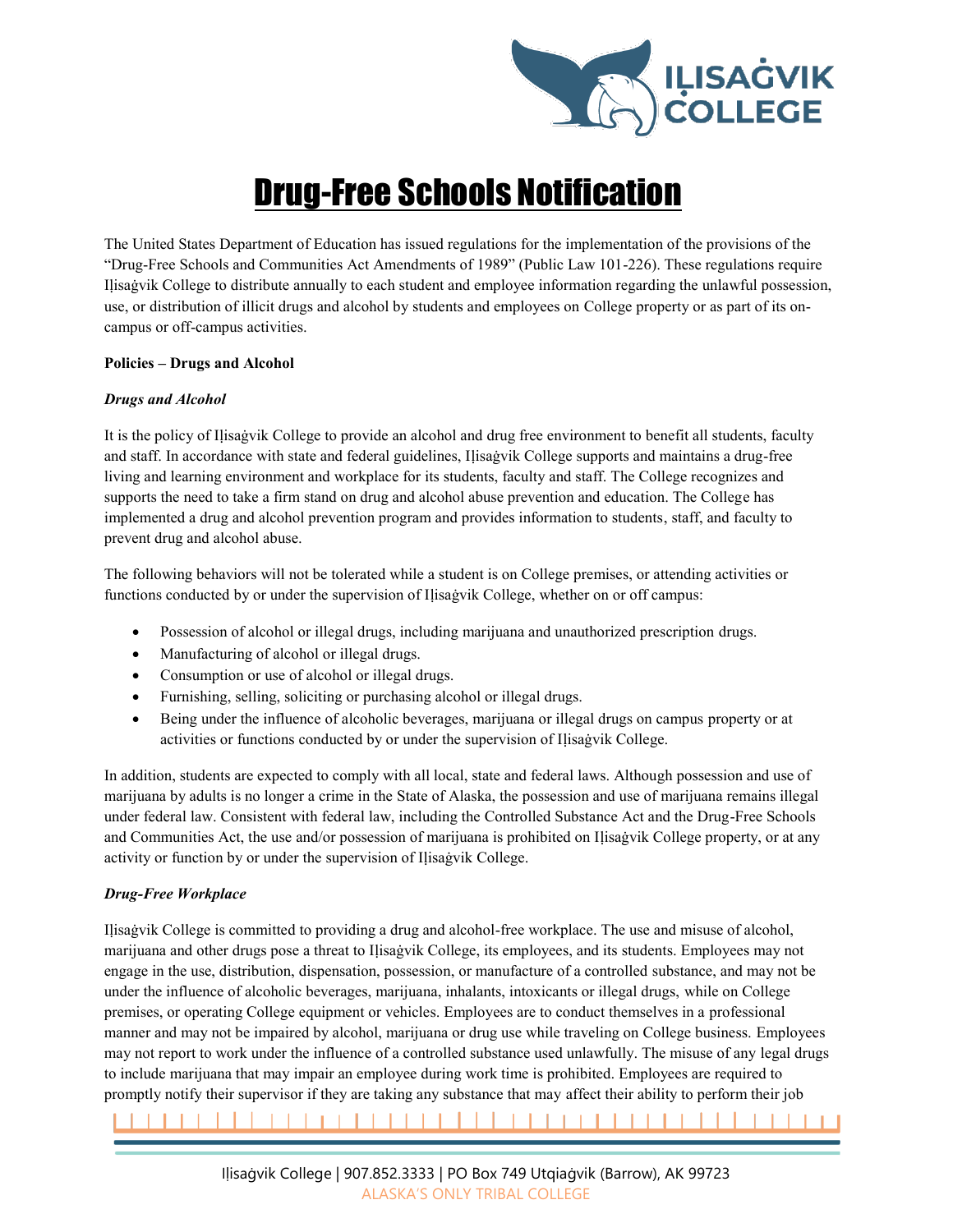# Drug-Free Schools Notification

The United States Department of Education has issued regulations for the implementation of the provisions of the "Drug-Free Schools and Communities Act Amendments of 1989" (Public Law 101-226). These regulations require Iḷisaġvik College to distribute annually to each student and employee information regarding the unlawful possession, use, or distribution of illicit drugs and alcohol by students and employees on College property or as part of its on-campus or off-campus activities.

**Policies – Drugs and Alcohol**

***Drugs and Alcohol***

It is the policy of Iḷisaġvik College to provide an alcohol and drug free environment to benefit all students, faculty and staff. In accordance with state and federal guidelines, Iḷisaġvik College supports and maintains a drug-free living and learning environment and workplace for its students, faculty and staff. The College recognizes and supports the need to take a firm stand on drug and alcohol abuse prevention and education. The College has implemented a drug and alcohol prevention program and provides information to students, staff, and faculty to prevent drug and alcohol abuse.

The following behaviors will not be tolerated while a student is on College premises, or attending activities or functions conducted by or under the supervision of Iḷisaġvik College, whether on or off campus:

- Possession of alcohol or illegal drugs, including marijuana and unauthorized prescription drugs.
- Manufacturing of alcohol or illegal drugs.
- Consumption or use of alcohol or illegal drugs.
- Furnishing, selling, soliciting or purchasing alcohol or illegal drugs.
- Being under the influence of alcoholic beverages, marijuana or illegal drugs on campus property or at activities or functions conducted by or under the supervision of Iḷisaġvik College.

In addition, students are expected to comply with all local, state and federal laws. Although possession and use of marijuana by adults is no longer a crime in the State of Alaska, the possession and use of marijuana remains illegal under federal law. Consistent with federal law, including the Controlled Substance Act and the Drug-Free Schools and Communities Act, the use and/or possession of marijuana is prohibited on Iḷisaġvik College property, or at any activity or function by or under the supervision of Iḷisaġvik College.

***Drug-Free Workplace***

Iḷisaġvik College is committed to providing a drug and alcohol-free workplace. The use and misuse of alcohol, marijuana and other drugs pose a threat to Iḷisaġvik College, its employees, and its students. Employees may not engage in the use, distribution, dispensation, possession, or manufacture of a controlled substance, and may not be under the influence of alcoholic beverages, marijuana, inhalants, intoxicants or illegal drugs, while on College premises, or operating College equipment or vehicles. Employees are to conduct themselves in a professional manner and may not be impaired by alcohol, marijuana or drug use while traveling on College business. Employees may not report to work under the influence of a controlled substance used unlawfully. The misuse of any legal drugs to include marijuana that may impair an employee during work time is prohibited. Employees are required to promptly notify their supervisor if they are taking any substance that may affect their ability to perform their job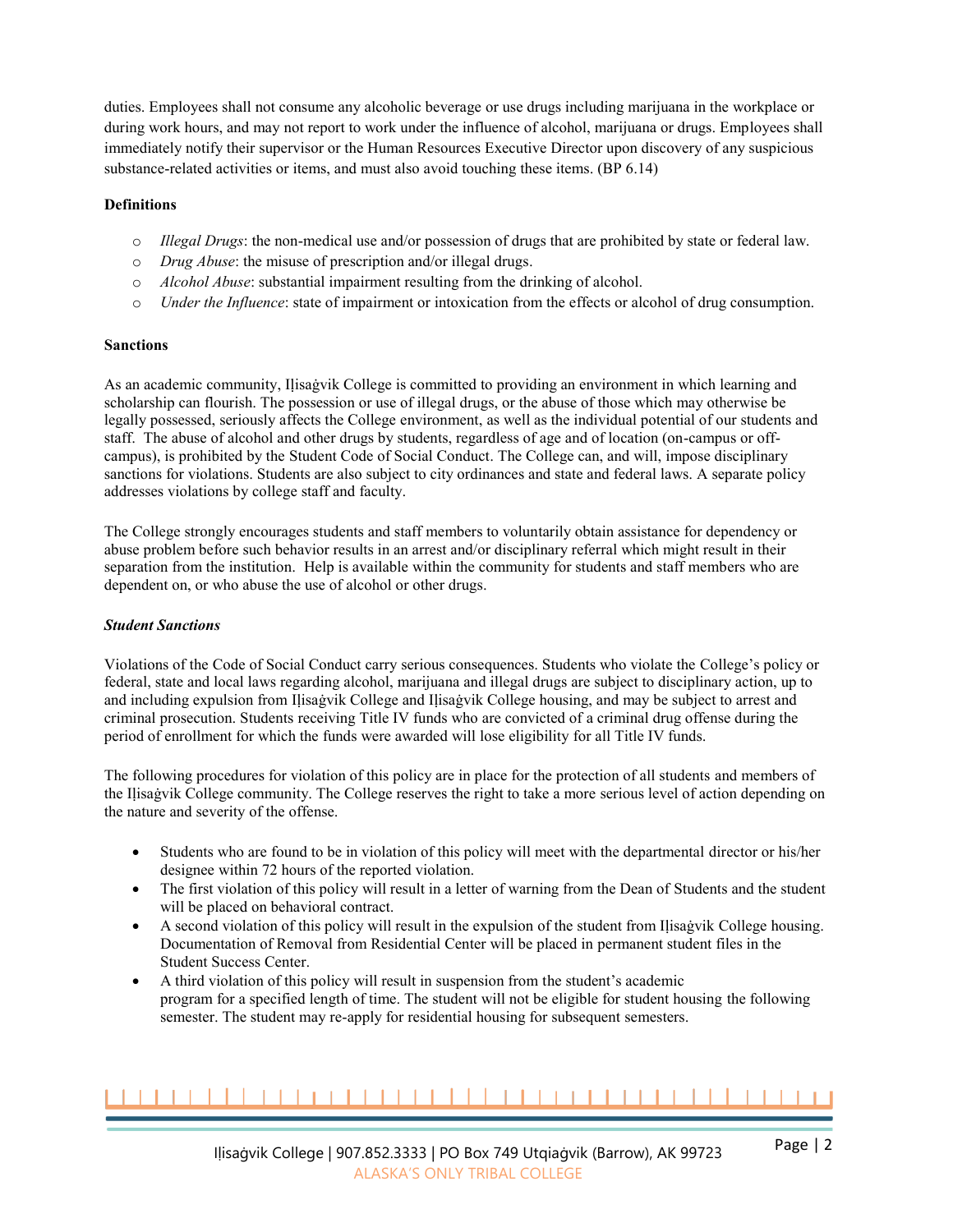duties. Employees shall not consume any alcoholic beverage or use drugs including marijuana in the workplace or during work hours, and may not report to work under the influence of alcohol, marijuana or drugs. Employees shall immediately notify their supervisor or the Human Resources Executive Director upon discovery of any suspicious substance-related activities or items, and must also avoid touching these items. (BP 6.14)

**Definitions**

- *Illegal Drugs*: the non-medical use and/or possession of drugs that are prohibited by state or federal law.
- *Drug Abuse*: the misuse of prescription and/or illegal drugs.
- *Alcohol Abuse*: substantial impairment resulting from the drinking of alcohol.
- *Under the Influence*: state of impairment or intoxication from the effects or alcohol of drug consumption.

**Sanctions**

As an academic community, Iḷisaġvik College is committed to providing an environment in which learning and scholarship can flourish. The possession or use of illegal drugs, or the abuse of those which may otherwise be legally possessed, seriously affects the College environment, as well as the individual potential of our students and staff. The abuse of alcohol and other drugs by students, regardless of age and of location (on-campus or off-campus), is prohibited by the Student Code of Social Conduct. The College can, and will, impose disciplinary sanctions for violations. Students are also subject to city ordinances and state and federal laws. A separate policy addresses violations by college staff and faculty.

The College strongly encourages students and staff members to voluntarily obtain assistance for dependency or abuse problem before such behavior results in an arrest and/or disciplinary referral which might result in their separation from the institution. Help is available within the community for students and staff members who are dependent on, or who abuse the use of alcohol or other drugs.

***Student Sanctions***

Violations of the Code of Social Conduct carry serious consequences. Students who violate the College's policy or federal, state and local laws regarding alcohol, marijuana and illegal drugs are subject to disciplinary action, up to and including expulsion from Iḷisaġvik College and Iḷisaġvik College housing, and may be subject to arrest and criminal prosecution. Students receiving Title IV funds who are convicted of a criminal drug offense during the period of enrollment for which the funds were awarded will lose eligibility for all Title IV funds.

The following procedures for violation of this policy are in place for the protection of all students and members of the Iḷisaġvik College community. The College reserves the right to take a more serious level of action depending on the nature and severity of the offense.

- Students who are found to be in violation of this policy will meet with the departmental director or his/her designee within 72 hours of the reported violation.
- The first violation of this policy will result in a letter of warning from the Dean of Students and the student will be placed on behavioral contract.
- A second violation of this policy will result in the expulsion of the student from Iḷisaġvik College housing. Documentation of Removal from Residential Center will be placed in permanent student files in the Student Success Center.
- A third violation of this policy will result in suspension from the student's academic program for a specified length of time. The student will not be eligible for student housing the following semester. The student may re-apply for residential housing for subsequent semesters.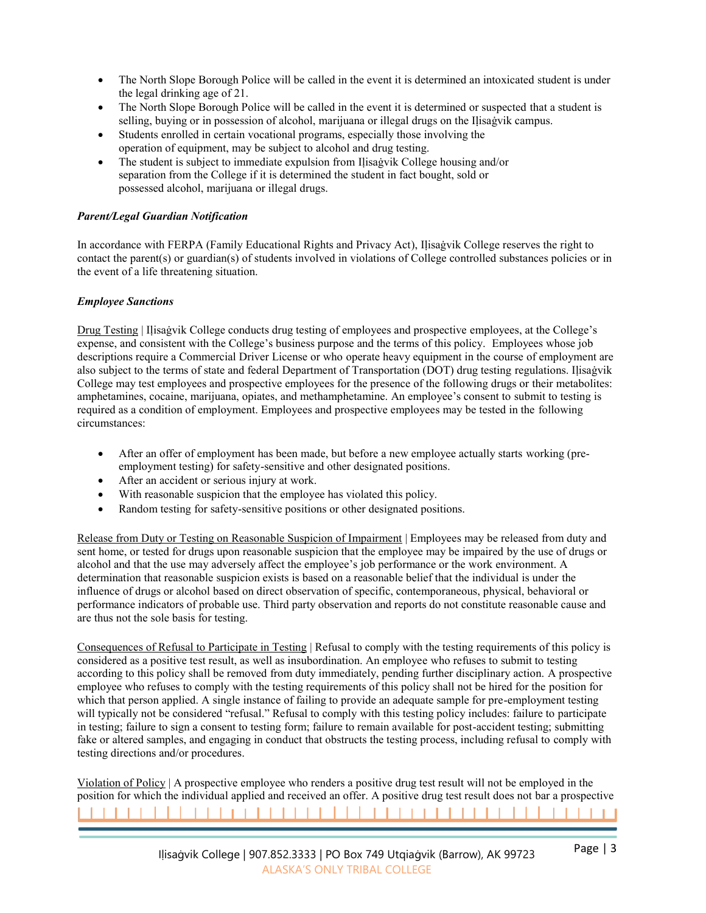- The North Slope Borough Police will be called in the event it is determined an intoxicated student is under the legal drinking age of 21.
- The North Slope Borough Police will be called in the event it is determined or suspected that a student is selling, buying or in possession of alcohol, marijuana or illegal drugs on the Iḷisaġvik campus.
- Students enrolled in certain vocational programs, especially those involving the operation of equipment, may be subject to alcohol and drug testing.
- The student is subject to immediate expulsion from Iḷisaġvik College housing and/or separation from the College if it is determined the student in fact bought, sold or possessed alcohol, marijuana or illegal drugs.

***Parent/Legal Guardian Notification***

In accordance with FERPA (Family Educational Rights and Privacy Act), Iḷisaġvik College reserves the right to contact the parent(s) or guardian(s) of students involved in violations of College controlled substances policies or in the event of a life threatening situation.

***Employee Sanctions***

Drug Testing | Iḷisaġvik College conducts drug testing of employees and prospective employees, at the College's expense, and consistent with the College's business purpose and the terms of this policy. Employees whose job descriptions require a Commercial Driver License or who operate heavy equipment in the course of employment are also subject to the terms of state and federal Department of Transportation (DOT) drug testing regulations. Iḷisaġvik College may test employees and prospective employees for the presence of the following drugs or their metabolites: amphetamines, cocaine, marijuana, opiates, and methamphetamine. An employee's consent to submit to testing is required as a condition of employment. Employees and prospective employees may be tested in the following circumstances:

- After an offer of employment has been made, but before a new employee actually starts working (pre-employment testing) for safety-sensitive and other designated positions.
- After an accident or serious injury at work.
- With reasonable suspicion that the employee has violated this policy.
- Random testing for safety-sensitive positions or other designated positions.

Release from Duty or Testing on Reasonable Suspicion of Impairment | Employees may be released from duty and sent home, or tested for drugs upon reasonable suspicion that the employee may be impaired by the use of drugs or alcohol and that the use may adversely affect the employee's job performance or the work environment. A determination that reasonable suspicion exists is based on a reasonable belief that the individual is under the influence of drugs or alcohol based on direct observation of specific, contemporaneous, physical, behavioral or performance indicators of probable use. Third party observation and reports do not constitute reasonable cause and are thus not the sole basis for testing.

Consequences of Refusal to Participate in Testing | Refusal to comply with the testing requirements of this policy is considered as a positive test result, as well as insubordination. An employee who refuses to submit to testing according to this policy shall be removed from duty immediately, pending further disciplinary action. A prospective employee who refuses to comply with the testing requirements of this policy shall not be hired for the position for which that person applied. A single instance of failing to provide an adequate sample for pre-employment testing will typically not be considered "refusal." Refusal to comply with this testing policy includes: failure to participate in testing; failure to sign a consent to testing form; failure to remain available for post-accident testing; submitting fake or altered samples, and engaging in conduct that obstructs the testing process, including refusal to comply with testing directions and/or procedures.

Violation of Policy | A prospective employee who renders a positive drug test result will not be employed in the position for which the individual applied and received an offer. A positive drug test result does not bar a prospective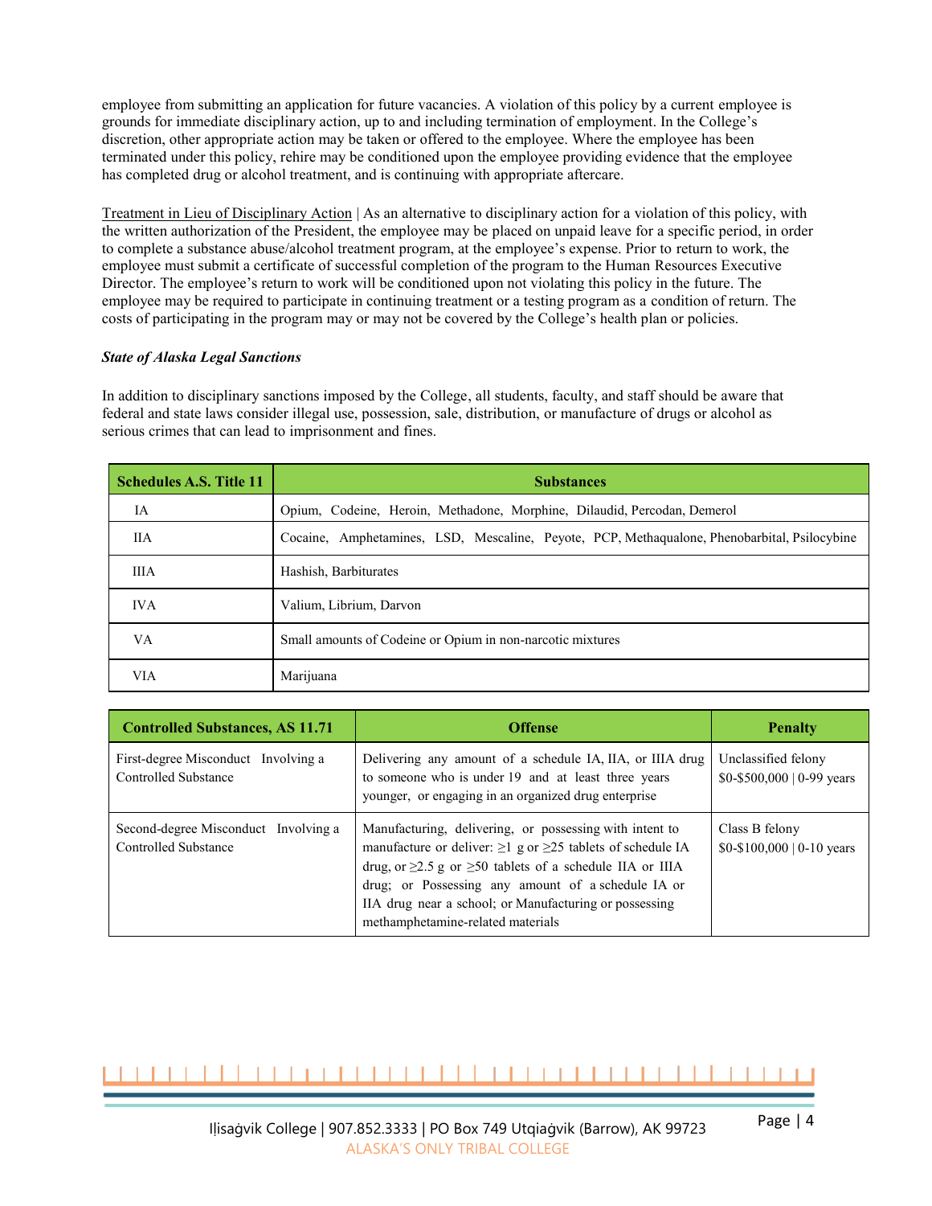employee from submitting an application for future vacancies. A violation of this policy by a current employee is grounds for immediate disciplinary action, up to and including termination of employment. In the College's discretion, other appropriate action may be taken or offered to the employee. Where the employee has been terminated under this policy, rehire may be conditioned upon the employee providing evidence that the employee has completed drug or alcohol treatment, and is continuing with appropriate aftercare.

Treatment in Lieu of Disciplinary Action | As an alternative to disciplinary action for a violation of this policy, with the written authorization of the President, the employee may be placed on unpaid leave for a specific period, in order to complete a substance abuse/alcohol treatment program, at the employee's expense. Prior to return to work, the employee must submit a certificate of successful completion of the program to the Human Resources Executive Director. The employee's return to work will be conditioned upon not violating this policy in the future. The employee may be required to participate in continuing treatment or a testing program as a condition of return. The costs of participating in the program may or may not be covered by the College's health plan or policies.

***State of Alaska Legal Sanctions***

In addition to disciplinary sanctions imposed by the College, all students, faculty, and staff should be aware that federal and state laws consider illegal use, possession, sale, distribution, or manufacture of drugs or alcohol as serious crimes that can lead to imprisonment and fines.

| Schedules A.S. Title 11 | Substances |
|---|---|
| IA | Opium, Codeine, Heroin, Methadone, Morphine, Dilaudid, Percodan, Demerol |
| IIA | Cocaine, Amphetamines, LSD, Mescaline, Peyote, PCP, Methaqualone, Phenobarbital, Psilocybine |
| IIIA | Hashish, Barbiturates |
| IVA | Valium, Librium, Darvon |
| VA | Small amounts of Codeine or Opium in non-narcotic mixtures |
| VIA | Marijuana |

| Controlled Substances, AS 11.71 | Offense | Penalty |
|---|---|---|
| First-degree Misconduct Involving a Controlled Substance | Delivering any amount of a schedule IA, IIA, or IIIA drug to someone who is under 19 and at least three years younger, or engaging in an organized drug enterprise | Unclassified felony $0-$500,000 \| 0-99 years |
| Second-degree Misconduct Involving a Controlled Substance | Manufacturing, delivering, or possessing with intent to manufacture or deliver: ≥1 g or ≥25 tablets of schedule IA drug, or ≥2.5 g or ≥50 tablets of a schedule IIA or IIIA drug; or Possessing any amount of a schedule IA or IIA drug near a school; or Manufacturing or possessing methamphetamine-related materials | Class B felony $0-$100,000 \| 0-10 years |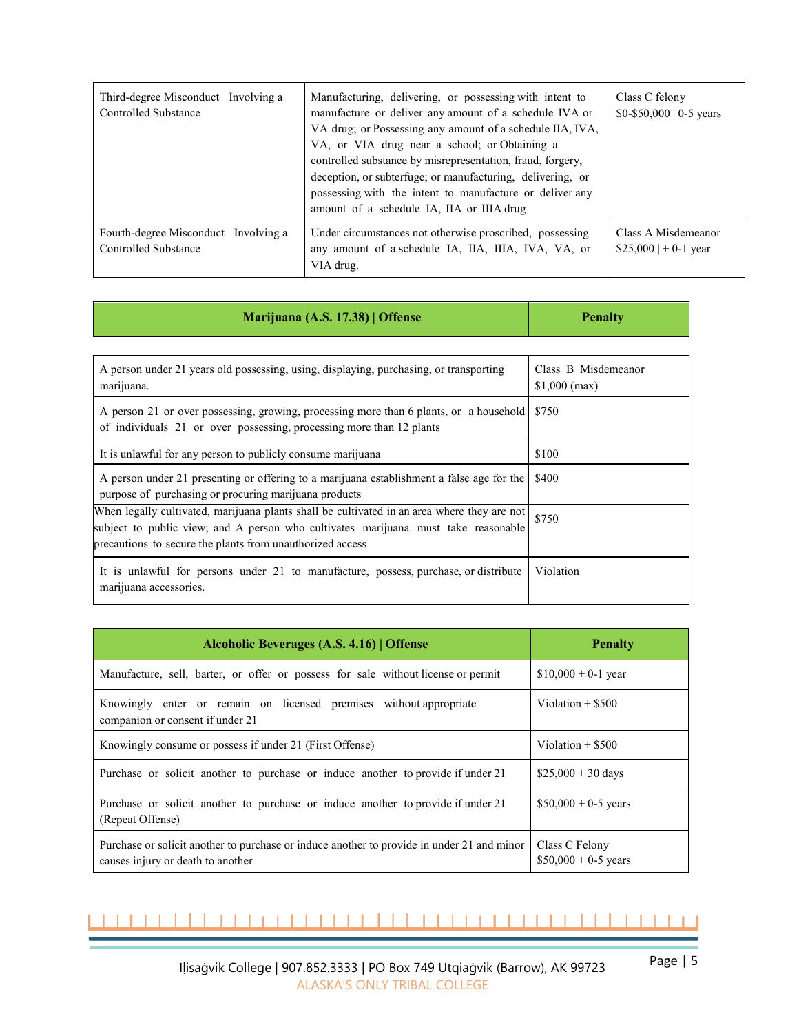| | | |
|---|---|---|
| Third-degree Misconduct Involving a Controlled Substance | Manufacturing, delivering, or possessing with intent to manufacture or deliver any amount of a schedule IVA or VA drug; or Possessing any amount of a schedule IIA, IVA, VA, or VIA drug near a school; or Obtaining a controlled substance by misrepresentation, fraud, forgery, deception, or subterfuge; or manufacturing, delivering, or possessing with the intent to manufacture or deliver any amount of a schedule IA, IIA or IIIA drug | Class C felony<br>$0-$50,000 \| 0-5 years |
| Fourth-degree Misconduct Involving a Controlled Substance | Under circumstances not otherwise proscribed, possessing any amount of a schedule IA, IIA, IIIA, IVA, VA, or VIA drug. | Class A Misdemeanor<br>$25,000 \| + 0-1 year |

| Marijuana (A.S. 17.38) \| Offense | Penalty |
|---|---|
| A person under 21 years old possessing, using, displaying, purchasing, or transporting marijuana. | Class B Misdemeanor<br>$1,000 (max) |
| A person 21 or over possessing, growing, processing more than 6 plants, or a household of individuals 21 or over possessing, processing more than 12 plants | $750 |
| It is unlawful for any person to publicly consume marijuana | $100 |
| A person under 21 presenting or offering to a marijuana establishment a false age for the purpose of purchasing or procuring marijuana products | $400 |
| When legally cultivated, marijuana plants shall be cultivated in an area where they are not subject to public view; and A person who cultivates marijuana must take reasonable precautions to secure the plants from unauthorized access | $750 |
| It is unlawful for persons under 21 to manufacture, possess, purchase, or distribute marijuana accessories. | Violation |

| Alcoholic Beverages (A.S. 4.16) \| Offense | Penalty |
|---|---|
| Manufacture, sell, barter, or offer or possess for sale without license or permit | $10,000 + 0-1 year |
| Knowingly enter or remain on licensed premises without appropriate companion or consent if under 21 | Violation + $500 |
| Knowingly consume or possess if under 21 (First Offense) | Violation + $500 |
| Purchase or solicit another to purchase or induce another to provide if under 21 | $25,000 + 30 days |
| Purchase or solicit another to purchase or induce another to provide if under 21 (Repeat Offense) | $50,000 + 0-5 years |
| Purchase or solicit another to purchase or induce another to provide in under 21 and minor causes injury or death to another | Class C Felony<br>$50,000 + 0-5 years |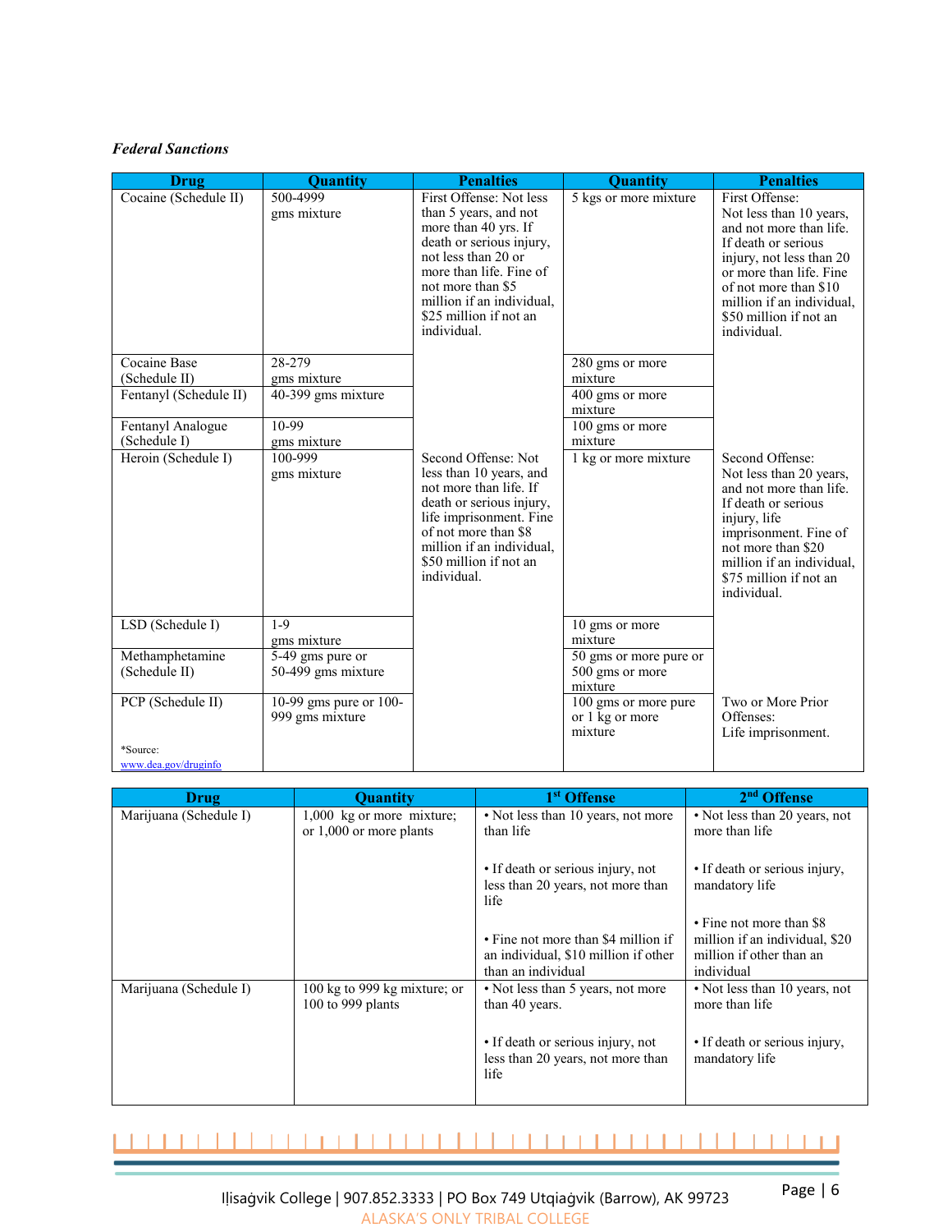***Federal Sanctions***

| Drug | Quantity | Penalties | Quantity | Penalties |
|---|---|---|---|---|
| Cocaine (Schedule II) | 500-4999 gms mixture | First Offense: Not less than 5 years, and not more than 40 yrs. If death or serious injury, not less than 20 or more than life. Fine of not more than $5 million if an individual, $25 million if not an individual. | 5 kgs or more mixture | First Offense: Not less than 10 years, and not more than life. If death or serious injury, not less than 20 or more than life. Fine of not more than $10 million if an individual, $50 million if not an individual. |
| Cocaine Base (Schedule II) | 28-279 gms mixture | | 280 gms or more mixture | |
| Fentanyl (Schedule II) | 40-399 gms mixture | | 400 gms or more mixture | |
| Fentanyl Analogue (Schedule I) | 10-99 gms mixture | | 100 gms or more mixture | |
| Heroin (Schedule I) | 100-999 gms mixture | Second Offense: Not less than 10 years, and not more than life. If death or serious injury, life imprisonment. Fine of not more than $8 million if an individual, $50 million if not an individual. | 1 kg or more mixture | Second Offense: Not less than 20 years, and not more than life. If death or serious injury, life imprisonment. Fine of not more than $20 million if an individual, $75 million if not an individual. |
| LSD (Schedule I) | 1-9 gms mixture | | 10 gms or more mixture | |
| Methamphetamine (Schedule II) | 5-49 gms pure or 50-499 gms mixture | | 50 gms or more pure or 500 gms or more mixture | |
| PCP (Schedule II) *Source: www.dea.gov/druginfo | 10-99 gms pure or 100-999 gms mixture | | 100 gms or more pure or 1 kg or more mixture | Two or More Prior Offenses: Life imprisonment. |

| Drug | Quantity | 1st Offense | 2nd Offense |
|---|---|---|---|
| Marijuana (Schedule I) | 1,000 kg or more mixture; or 1,000 or more plants | • Not less than 10 years, not more than life<br><br>• If death or serious injury, not less than 20 years, not more than life<br><br>• Fine not more than $4 million if an individual, $10 million if other than an individual | • Not less than 20 years, not more than life<br><br>• If death or serious injury, mandatory life<br><br>• Fine not more than $8 million if an individual, $20 million if other than an individual |
| Marijuana (Schedule I) | 100 kg to 999 kg mixture; or 100 to 999 plants | • Not less than 5 years, not more than 40 years.<br><br>• If death or serious injury, not less than 20 years, not more than life | • Not less than 10 years, not more than life<br><br>• If death or serious injury, mandatory life |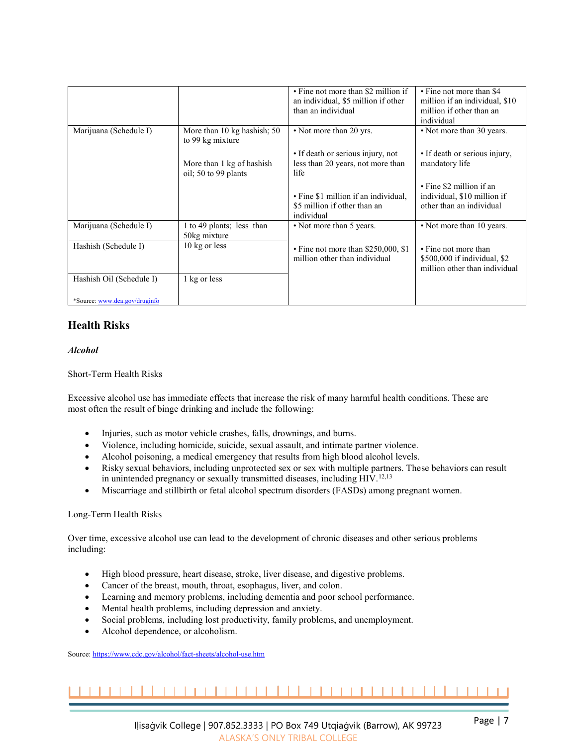| | | • Fine not more than $2 million if an individual, $5 million if other than an individual | • Fine not more than $4 million if an individual, $10 million if other than an individual |
|---|---|---|---|
| Marijuana (Schedule I) | More than 10 kg hashish; 50 to 99 kg mixture<br><br>More than 1 kg of hashish oil; 50 to 99 plants | • Not more than 20 yrs.<br><br>• If death or serious injury, not less than 20 years, not more than life<br><br>• Fine $1 million if an individual, $5 million if other than an individual | • Not more than 30 years.<br><br>• If death or serious injury, mandatory life<br><br>• Fine $2 million if an individual, $10 million if other than an individual |
| Marijuana (Schedule I) | 1 to 49 plants; less than 50kg mixture | • Not more than 5 years.<br><br>• Fine not more than $250,000, $1 million other than individual | • Not more than 10 years.<br><br>• Fine not more than $500,000 if individual, $2 million other than individual |
| Hashish (Schedule I) | 10 kg or less | | |
| Hashish Oil (Schedule I)<br><br>*Source: www.dea.gov/druginfo | 1 kg or less | | |

## Health Risks

### *Alcohol*

Short-Term Health Risks

Excessive alcohol use has immediate effects that increase the risk of many harmful health conditions. These are most often the result of binge drinking and include the following:

- Injuries, such as motor vehicle crashes, falls, drownings, and burns.
- Violence, including homicide, suicide, sexual assault, and intimate partner violence.
- Alcohol poisoning, a medical emergency that results from high blood alcohol levels.
- Risky sexual behaviors, including unprotected sex or sex with multiple partners. These behaviors can result in unintended pregnancy or sexually transmitted diseases, including HIV.[12,13]
- Miscarriage and stillbirth or fetal alcohol spectrum disorders (FASDs) among pregnant women.

Long-Term Health Risks

Over time, excessive alcohol use can lead to the development of chronic diseases and other serious problems including:

- High blood pressure, heart disease, stroke, liver disease, and digestive problems.
- Cancer of the breast, mouth, throat, esophagus, liver, and colon.
- Learning and memory problems, including dementia and poor school performance.
- Mental health problems, including depression and anxiety.
- Social problems, including lost productivity, family problems, and unemployment.
- Alcohol dependence, or alcoholism.

Source: https://www.cdc.gov/alcohol/fact-sheets/alcohol-use.htm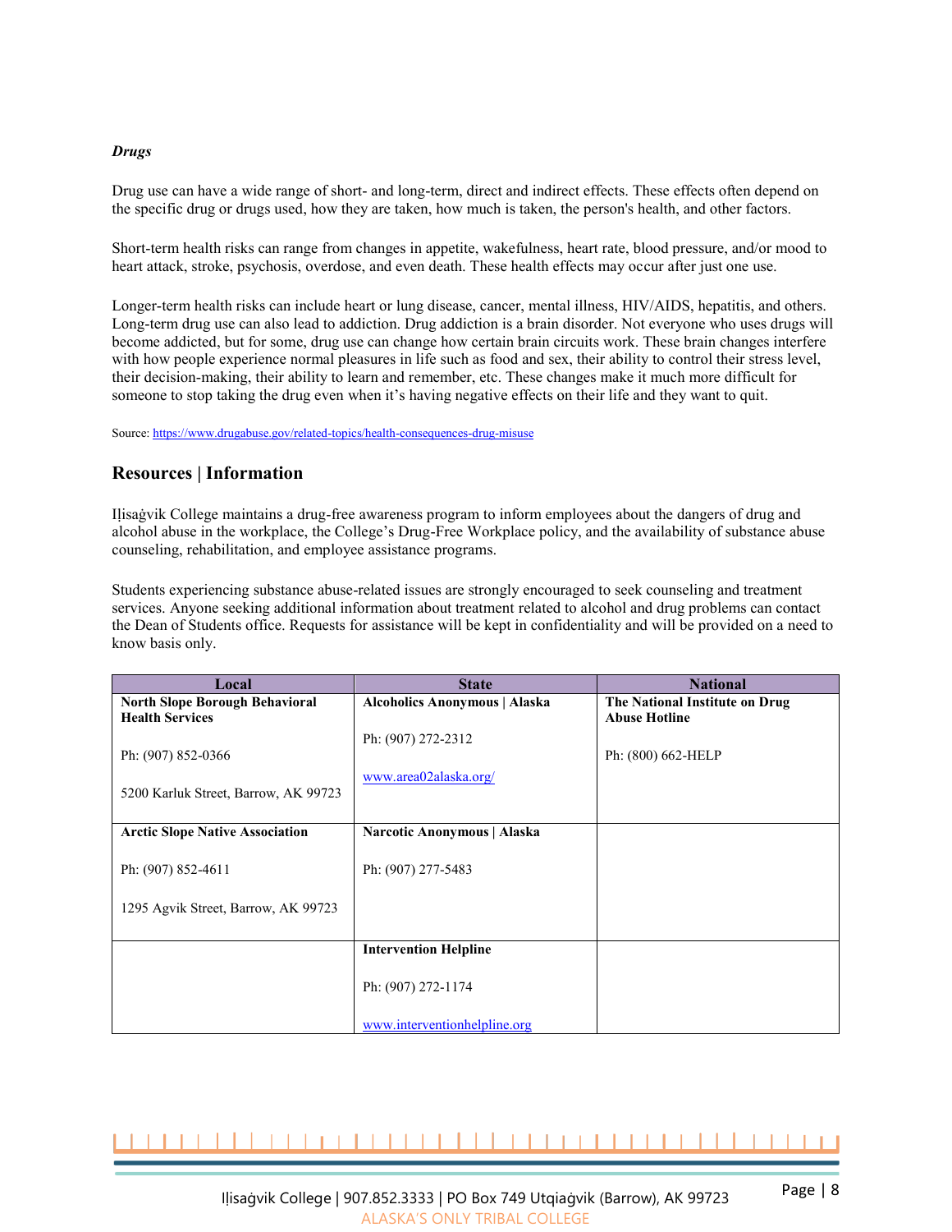***Drugs***

Drug use can have a wide range of short- and long-term, direct and indirect effects. These effects often depend on the specific drug or drugs used, how they are taken, how much is taken, the person's health, and other factors.

Short-term health risks can range from changes in appetite, wakefulness, heart rate, blood pressure, and/or mood to heart attack, stroke, psychosis, overdose, and even death. These health effects may occur after just one use.

Longer-term health risks can include heart or lung disease, cancer, mental illness, HIV/AIDS, hepatitis, and others. Long-term drug use can also lead to addiction. Drug addiction is a brain disorder. Not everyone who uses drugs will become addicted, but for some, drug use can change how certain brain circuits work. These brain changes interfere with how people experience normal pleasures in life such as food and sex, their ability to control their stress level, their decision-making, their ability to learn and remember, etc. These changes make it much more difficult for someone to stop taking the drug even when it's having negative effects on their life and they want to quit.

Source: https://www.drugabuse.gov/related-topics/health-consequences-drug-misuse

## Resources | Information

Iḷisaġvik College maintains a drug-free awareness program to inform employees about the dangers of drug and alcohol abuse in the workplace, the College's Drug-Free Workplace policy, and the availability of substance abuse counseling, rehabilitation, and employee assistance programs.

Students experiencing substance abuse-related issues are strongly encouraged to seek counseling and treatment services. Anyone seeking additional information about treatment related to alcohol and drug problems can contact the Dean of Students office. Requests for assistance will be kept in confidentiality and will be provided on a need to know basis only.

| Local | State | National |
|---|---|---|
| **North Slope Borough Behavioral Health Services**<br><br>Ph: (907) 852-0366<br><br>5200 Karluk Street, Barrow, AK 99723 | **Alcoholics Anonymous \| Alaska**<br><br>Ph: (907) 272-2312<br><br>www.area02alaska.org/ | **The National Institute on Drug Abuse Hotline**<br><br>Ph: (800) 662-HELP |
| **Arctic Slope Native Association**<br><br>Ph: (907) 852-4611<br><br>1295 Agvik Street, Barrow, AK 99723 | **Narcotic Anonymous \| Alaska**<br><br>Ph: (907) 277-5483 | |
| | **Intervention Helpline**<br><br>Ph: (907) 272-1174<br><br>www.interventionhelpline.org | |